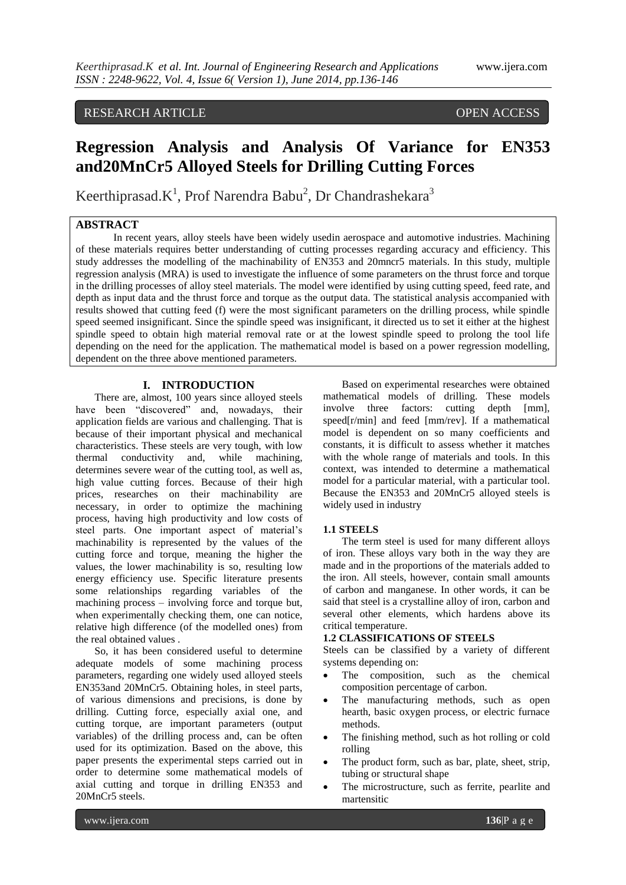RESEARCH ARTICLE OPEN ACCESS

# Regression Analysis and Analysis Of Variance for EN353 and20MnCr5 Alloyed Steels for Drilling Cutting Forces

Keerthiprasad.K[1], Prof Narendra Babu[2], Dr Chandrashekara[3]

**ABSTRACT**

In recent years, alloy steels have been widely usedin aerospace and automotive industries. Machining of these materials requires better understanding of cutting processes regarding accuracy and efficiency. This study addresses the modelling of the machinability of EN353 and 20mncr5 materials. In this study, multiple regression analysis (MRA) is used to investigate the influence of some parameters on the thrust force and torque in the drilling processes of alloy steel materials. The model were identified by using cutting speed, feed rate, and depth as input data and the thrust force and torque as the output data. The statistical analysis accompanied with results showed that cutting feed (f) were the most significant parameters on the drilling process, while spindle speed seemed insignificant. Since the spindle speed was insignificant, it directed us to set it either at the highest spindle speed to obtain high material removal rate or at the lowest spindle speed to prolong the tool life depending on the need for the application. The mathematical model is based on a power regression modelling, dependent on the three above mentioned parameters.

## I. INTRODUCTION

There are, almost, 100 years since alloyed steels have been "discovered" and, nowadays, their application fields are various and challenging. That is because of their important physical and mechanical characteristics. These steels are very tough, with low thermal conductivity and, while machining, determines severe wear of the cutting tool, as well as, high value cutting forces. Because of their high prices, researches on their machinability are necessary, in order to optimize the machining process, having high productivity and low costs of steel parts. One important aspect of material's machinability is represented by the values of the cutting force and torque, meaning the higher the values, the lower machinability is so, resulting low energy efficiency use. Specific literature presents some relationships regarding variables of the machining process – involving force and torque but, when experimentally checking them, one can notice, relative high difference (of the modelled ones) from the real obtained values .

So, it has been considered useful to determine adequate models of some machining process parameters, regarding one widely used alloyed steels EN353and 20MnCr5. Obtaining holes, in steel parts, of various dimensions and precisions, is done by drilling. Cutting force, especially axial one, and cutting torque, are important parameters (output variables) of the drilling process and, can be often used for its optimization. Based on the above, this paper presents the experimental steps carried out in order to determine some mathematical models of axial cutting and torque in drilling EN353 and 20MnCr5 steels.

Based on experimental researches were obtained mathematical models of drilling. These models involve three factors: cutting depth [mm], speed[r/min] and feed [mm/rev]. If a mathematical model is dependent on so many coefficients and constants, it is difficult to assess whether it matches with the whole range of materials and tools. In this context, was intended to determine a mathematical model for a particular material, with a particular tool. Because the EN353 and 20MnCr5 alloyed steels is widely used in industry

### 1.1 STEELS

The term steel is used for many different alloys of iron. These alloys vary both in the way they are made and in the proportions of the materials added to the iron. All steels, however, contain small amounts of carbon and manganese. In other words, it can be said that steel is a crystalline alloy of iron, carbon and several other elements, which hardens above its critical temperature.

### 1.2 CLASSIFICATIONS OF STEELS

Steels can be classified by a variety of different systems depending on:

- The composition, such as the chemical composition percentage of carbon.
- The manufacturing methods, such as open hearth, basic oxygen process, or electric furnace methods.
- The finishing method, such as hot rolling or cold rolling
- The product form, such as bar, plate, sheet, strip, tubing or structural shape
- The microstructure, such as ferrite, pearlite and martensitic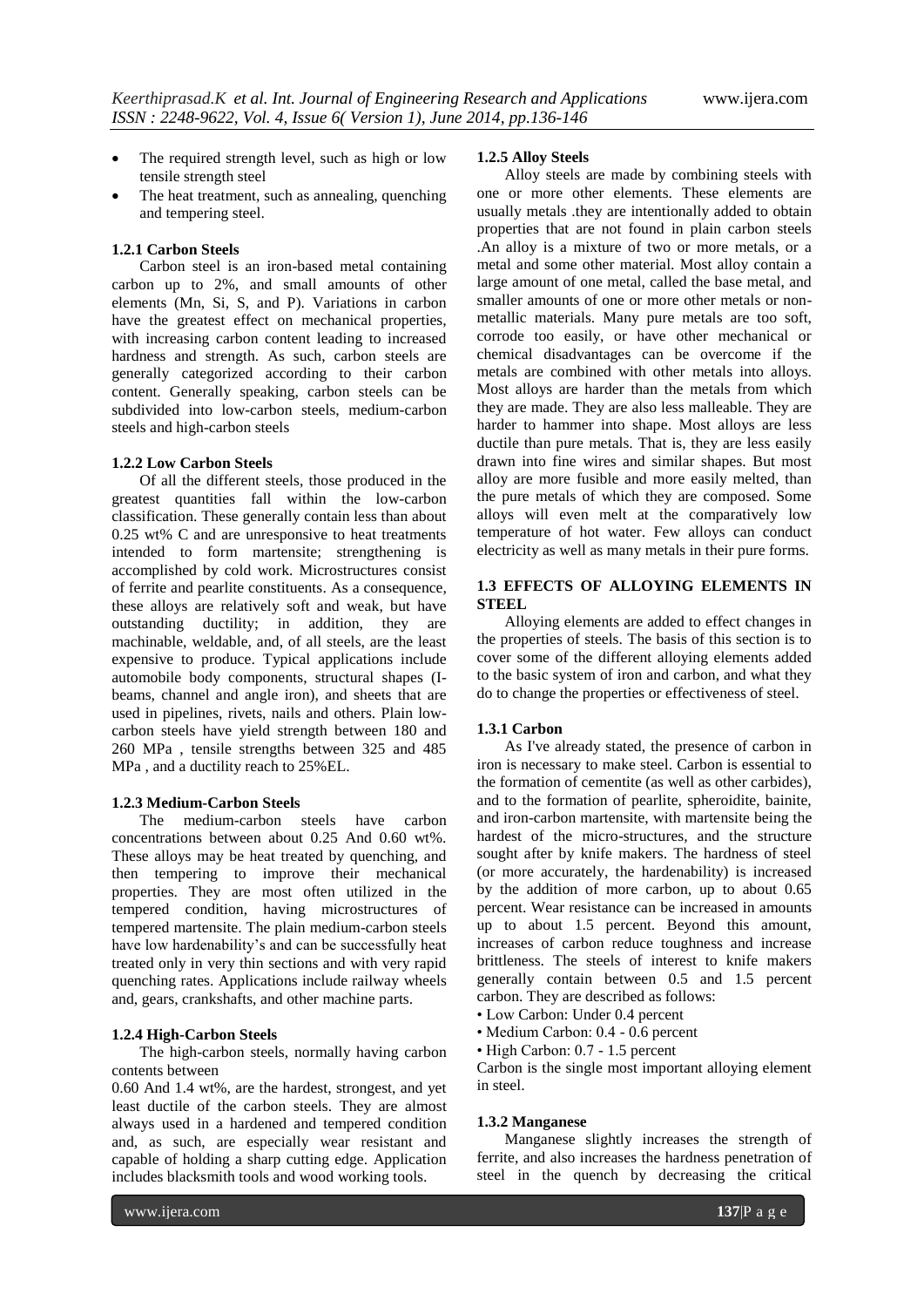- The required strength level, such as high or low tensile strength steel
- The heat treatment, such as annealing, quenching and tempering steel.

### 1.2.1 Carbon Steels

Carbon steel is an iron-based metal containing carbon up to 2%, and small amounts of other elements (Mn, Si, S, and P). Variations in carbon have the greatest effect on mechanical properties, with increasing carbon content leading to increased hardness and strength. As such, carbon steels are generally categorized according to their carbon content. Generally speaking, carbon steels can be subdivided into low-carbon steels, medium-carbon steels and high-carbon steels

### 1.2.2 Low Carbon Steels

Of all the different steels, those produced in the greatest quantities fall within the low-carbon classification. These generally contain less than about 0.25 wt% C and are unresponsive to heat treatments intended to form martensite; strengthening is accomplished by cold work. Microstructures consist of ferrite and pearlite constituents. As a consequence, these alloys are relatively soft and weak, but have outstanding ductility; in addition, they are machinable, weldable, and, of all steels, are the least expensive to produce. Typical applications include automobile body components, structural shapes (I-beams, channel and angle iron), and sheets that are used in pipelines, rivets, nails and others. Plain low-carbon steels have yield strength between 180 and 260 MPa , tensile strengths between 325 and 485 MPa , and a ductility reach to 25%EL.

### 1.2.3 Medium-Carbon Steels

The medium-carbon steels have carbon concentrations between about 0.25 And 0.60 wt%. These alloys may be heat treated by quenching, and then tempering to improve their mechanical properties. They are most often utilized in the tempered condition, having microstructures of tempered martensite. The plain medium-carbon steels have low hardenability's and can be successfully heat treated only in very thin sections and with very rapid quenching rates. Applications include railway wheels and, gears, crankshafts, and other machine parts.

### 1.2.4 High-Carbon Steels

The high-carbon steels, normally having carbon contents between 0.60 And 1.4 wt%, are the hardest, strongest, and yet least ductile of the carbon steels. They are almost always used in a hardened and tempered condition and, as such, are especially wear resistant and capable of holding a sharp cutting edge. Application includes blacksmith tools and wood working tools.

### 1.2.5 Alloy Steels

Alloy steels are made by combining steels with one or more other elements. These elements are usually metals .they are intentionally added to obtain properties that are not found in plain carbon steels .An alloy is a mixture of two or more metals, or a metal and some other material. Most alloy contain a large amount of one metal, called the base metal, and smaller amounts of one or more other metals or non-metallic materials. Many pure metals are too soft, corrode too easily, or have other mechanical or chemical disadvantages can be overcome if the metals are combined with other metals into alloys. Most alloys are harder than the metals from which they are made. They are also less malleable. They are harder to hammer into shape. Most alloys are less ductile than pure metals. That is, they are less easily drawn into fine wires and similar shapes. But most alloy are more fusible and more easily melted, than the pure metals of which they are composed. Some alloys will even melt at the comparatively low temperature of hot water. Few alloys can conduct electricity as well as many metals in their pure forms.

## 1.3 EFFECTS OF ALLOYING ELEMENTS IN STEEL

Alloying elements are added to effect changes in the properties of steels. The basis of this section is to cover some of the different alloying elements added to the basic system of iron and carbon, and what they do to change the properties or effectiveness of steel.

### 1.3.1 Carbon

As I've already stated, the presence of carbon in iron is necessary to make steel. Carbon is essential to the formation of cementite (as well as other carbides), and to the formation of pearlite, spheroidite, bainite, and iron-carbon martensite, with martensite being the hardest of the micro-structures, and the structure sought after by knife makers. The hardness of steel (or more accurately, the hardenability) is increased by the addition of more carbon, up to about 0.65 percent. Wear resistance can be increased in amounts up to about 1.5 percent. Beyond this amount, increases of carbon reduce toughness and increase brittleness. The steels of interest to knife makers generally contain between 0.5 and 1.5 percent carbon. They are described as follows:

- Low Carbon: Under 0.4 percent
- Medium Carbon: 0.4 - 0.6 percent
- High Carbon: 0.7 - 1.5 percent

Carbon is the single most important alloying element in steel.

### 1.3.2 Manganese

Manganese slightly increases the strength of ferrite, and also increases the hardness penetration of steel in the quench by decreasing the critical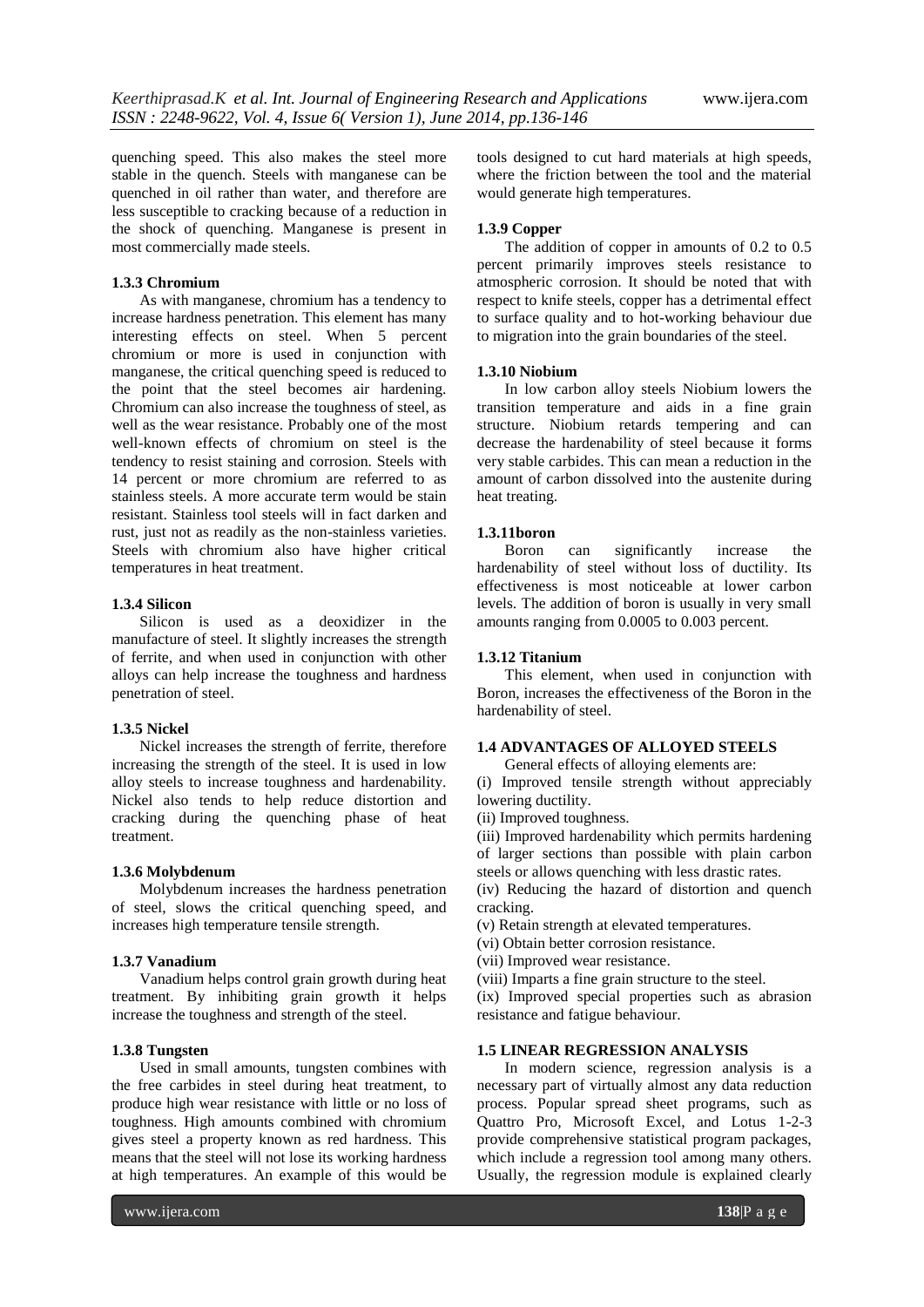quenching speed. This also makes the steel more stable in the quench. Steels with manganese can be quenched in oil rather than water, and therefore are less susceptible to cracking because of a reduction in the shock of quenching. Manganese is present in most commercially made steels.

### 1.3.3 Chromium

As with manganese, chromium has a tendency to increase hardness penetration. This element has many interesting effects on steel. When 5 percent chromium or more is used in conjunction with manganese, the critical quenching speed is reduced to the point that the steel becomes air hardening. Chromium can also increase the toughness of steel, as well as the wear resistance. Probably one of the most well-known effects of chromium on steel is the tendency to resist staining and corrosion. Steels with 14 percent or more chromium are referred to as stainless steels. A more accurate term would be stain resistant. Stainless tool steels will in fact darken and rust, just not as readily as the non-stainless varieties. Steels with chromium also have higher critical temperatures in heat treatment.

### 1.3.4 Silicon

Silicon is used as a deoxidizer in the manufacture of steel. It slightly increases the strength of ferrite, and when used in conjunction with other alloys can help increase the toughness and hardness penetration of steel.

### 1.3.5 Nickel

Nickel increases the strength of ferrite, therefore increasing the strength of the steel. It is used in low alloy steels to increase toughness and hardenability. Nickel also tends to help reduce distortion and cracking during the quenching phase of heat treatment.

### 1.3.6 Molybdenum

Molybdenum increases the hardness penetration of steel, slows the critical quenching speed, and increases high temperature tensile strength.

### 1.3.7 Vanadium

Vanadium helps control grain growth during heat treatment. By inhibiting grain growth it helps increase the toughness and strength of the steel.

### 1.3.8 Tungsten

Used in small amounts, tungsten combines with the free carbides in steel during heat treatment, to produce high wear resistance with little or no loss of toughness. High amounts combined with chromium gives steel a property known as red hardness. This means that the steel will not lose its working hardness at high temperatures. An example of this would be tools designed to cut hard materials at high speeds, where the friction between the tool and the material would generate high temperatures.

### 1.3.9 Copper

The addition of copper in amounts of 0.2 to 0.5 percent primarily improves steels resistance to atmospheric corrosion. It should be noted that with respect to knife steels, copper has a detrimental effect to surface quality and to hot-working behaviour due to migration into the grain boundaries of the steel.

### 1.3.10 Niobium

In low carbon alloy steels Niobium lowers the transition temperature and aids in a fine grain structure. Niobium retards tempering and can decrease the hardenability of steel because it forms very stable carbides. This can mean a reduction in the amount of carbon dissolved into the austenite during heat treating.

### 1.3.11boron

Boron can significantly increase the hardenability of steel without loss of ductility. Its effectiveness is most noticeable at lower carbon levels. The addition of boron is usually in very small amounts ranging from 0.0005 to 0.003 percent.

### 1.3.12 Titanium

This element, when used in conjunction with Boron, increases the effectiveness of the Boron in the hardenability of steel.

## 1.4 ADVANTAGES OF ALLOYED STEELS

General effects of alloying elements are:

(i) Improved tensile strength without appreciably lowering ductility.
(ii) Improved toughness.
(iii) Improved hardenability which permits hardening of larger sections than possible with plain carbon steels or allows quenching with less drastic rates.
(iv) Reducing the hazard of distortion and quench cracking.
(v) Retain strength at elevated temperatures.
(vi) Obtain better corrosion resistance.
(vii) Improved wear resistance.
(viii) Imparts a fine grain structure to the steel.
(ix) Improved special properties such as abrasion resistance and fatigue behaviour.

## 1.5 LINEAR REGRESSION ANALYSIS

In modern science, regression analysis is a necessary part of virtually almost any data reduction process. Popular spread sheet programs, such as Quattro Pro, Microsoft Excel, and Lotus 1-2-3 provide comprehensive statistical program packages, which include a regression tool among many others. Usually, the regression module is explained clearly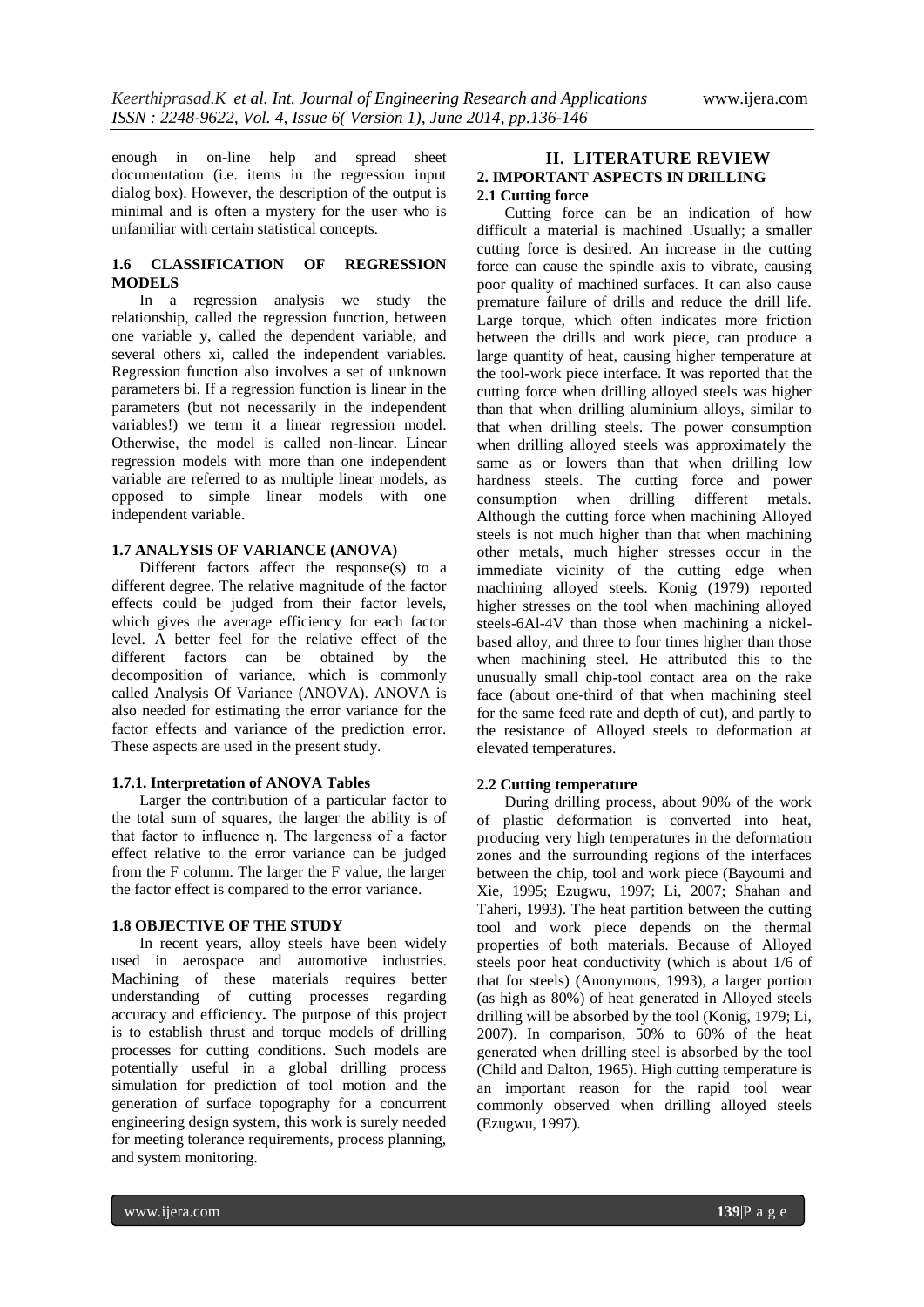enough in on-line help and spread sheet documentation (i.e. items in the regression input dialog box). However, the description of the output is minimal and is often a mystery for the user who is unfamiliar with certain statistical concepts.

### 1.6 CLASSIFICATION OF REGRESSION MODELS

In a regression analysis we study the relationship, called the regression function, between one variable y, called the dependent variable, and several others xi, called the independent variables. Regression function also involves a set of unknown parameters bi. If a regression function is linear in the parameters (but not necessarily in the independent variables!) we term it a linear regression model. Otherwise, the model is called non-linear. Linear regression models with more than one independent variable are referred to as multiple linear models, as opposed to simple linear models with one independent variable.

### 1.7 ANALYSIS OF VARIANCE (ANOVA)

Different factors affect the response(s) to a different degree. The relative magnitude of the factor effects could be judged from their factor levels, which gives the average efficiency for each factor level. A better feel for the relative effect of the different factors can be obtained by the decomposition of variance, which is commonly called Analysis Of Variance (ANOVA). ANOVA is also needed for estimating the error variance for the factor effects and variance of the prediction error. These aspects are used in the present study.

#### 1.7.1. Interpretation of ANOVA Tables

Larger the contribution of a particular factor to the total sum of squares, the larger the ability is of that factor to influence η. The largeness of a factor effect relative to the error variance can be judged from the F column. The larger the F value, the larger the factor effect is compared to the error variance.

### 1.8 OBJECTIVE OF THE STUDY

In recent years, alloy steels have been widely used in aerospace and automotive industries. Machining of these materials requires better understanding of cutting processes regarding accuracy and efficiency**.** The purpose of this project is to establish thrust and torque models of drilling processes for cutting conditions. Such models are potentially useful in a global drilling process simulation for prediction of tool motion and the generation of surface topography for a concurrent engineering design system, this work is surely needed for meeting tolerance requirements, process planning, and system monitoring.

## II. LITERATURE REVIEW

## 2. IMPORTANT ASPECTS IN DRILLING

### 2.1 Cutting force

Cutting force can be an indication of how difficult a material is machined .Usually; a smaller cutting force is desired. An increase in the cutting force can cause the spindle axis to vibrate, causing poor quality of machined surfaces. It can also cause premature failure of drills and reduce the drill life. Large torque, which often indicates more friction between the drills and work piece, can produce a large quantity of heat, causing higher temperature at the tool-work piece interface. It was reported that the cutting force when drilling alloyed steels was higher than that when drilling aluminium alloys, similar to that when drilling steels. The power consumption when drilling alloyed steels was approximately the same as or lowers than that when drilling low hardness steels. The cutting force and power consumption when drilling different metals. Although the cutting force when machining Alloyed steels is not much higher than that when machining other metals, much higher stresses occur in the immediate vicinity of the cutting edge when machining alloyed steels. Konig (1979) reported higher stresses on the tool when machining alloyed steels-6Al-4V than those when machining a nickel-based alloy, and three to four times higher than those when machining steel. He attributed this to the unusually small chip-tool contact area on the rake face (about one-third of that when machining steel for the same feed rate and depth of cut), and partly to the resistance of Alloyed steels to deformation at elevated temperatures.

### 2.2 Cutting temperature

During drilling process, about 90% of the work of plastic deformation is converted into heat, producing very high temperatures in the deformation zones and the surrounding regions of the interfaces between the chip, tool and work piece (Bayoumi and Xie, 1995; Ezugwu, 1997; Li, 2007; Shahan and Taheri, 1993). The heat partition between the cutting tool and work piece depends on the thermal properties of both materials. Because of Alloyed steels poor heat conductivity (which is about 1/6 of that for steels) (Anonymous, 1993), a larger portion (as high as 80%) of heat generated in Alloyed steels drilling will be absorbed by the tool (Konig, 1979; Li, 2007). In comparison, 50% to 60% of the heat generated when drilling steel is absorbed by the tool (Child and Dalton, 1965). High cutting temperature is an important reason for the rapid tool wear commonly observed when drilling alloyed steels (Ezugwu, 1997).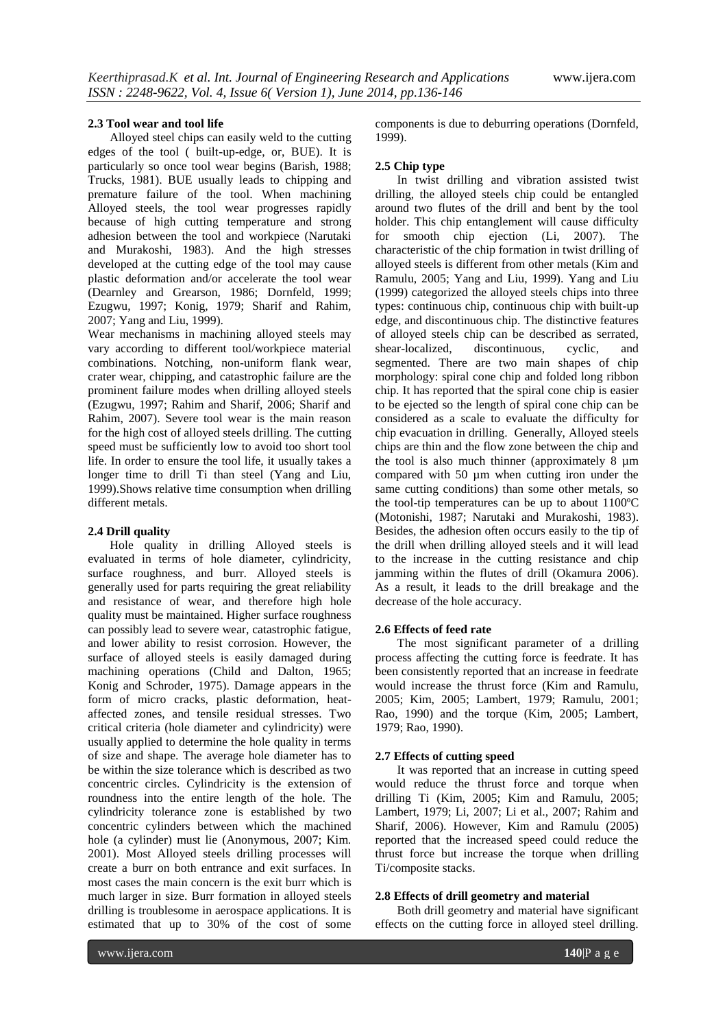### 2.3 Tool wear and tool life

Alloyed steel chips can easily weld to the cutting edges of the tool ( built-up-edge, or, BUE). It is particularly so once tool wear begins (Barish, 1988; Trucks, 1981). BUE usually leads to chipping and premature failure of the tool. When machining Alloyed steels, the tool wear progresses rapidly because of high cutting temperature and strong adhesion between the tool and workpiece (Narutaki and Murakoshi, 1983). And the high stresses developed at the cutting edge of the tool may cause plastic deformation and/or accelerate the tool wear (Dearnley and Grearson, 1986; Dornfeld, 1999; Ezugwu, 1997; Konig, 1979; Sharif and Rahim, 2007; Yang and Liu, 1999).

Wear mechanisms in machining alloyed steels may vary according to different tool/workpiece material combinations. Notching, non-uniform flank wear, crater wear, chipping, and catastrophic failure are the prominent failure modes when drilling alloyed steels (Ezugwu, 1997; Rahim and Sharif, 2006; Sharif and Rahim, 2007). Severe tool wear is the main reason for the high cost of alloyed steels drilling. The cutting speed must be sufficiently low to avoid too short tool life. In order to ensure the tool life, it usually takes a longer time to drill Ti than steel (Yang and Liu, 1999).Shows relative time consumption when drilling different metals.

### 2.4 Drill quality

Hole quality in drilling Alloyed steels is evaluated in terms of hole diameter, cylindricity, surface roughness, and burr. Alloyed steels is generally used for parts requiring the great reliability and resistance of wear, and therefore high hole quality must be maintained. Higher surface roughness can possibly lead to severe wear, catastrophic fatigue, and lower ability to resist corrosion. However, the surface of alloyed steels is easily damaged during machining operations (Child and Dalton, 1965; Konig and Schroder, 1975). Damage appears in the form of micro cracks, plastic deformation, heat-affected zones, and tensile residual stresses. Two critical criteria (hole diameter and cylindricity) were usually applied to determine the hole quality in terms of size and shape. The average hole diameter has to be within the size tolerance which is described as two concentric circles. Cylindricity is the extension of roundness into the entire length of the hole. The cylindricity tolerance zone is established by two concentric cylinders between which the machined hole (a cylinder) must lie (Anonymous, 2007; Kim. 2001). Most Alloyed steels drilling processes will create a burr on both entrance and exit surfaces. In most cases the main concern is the exit burr which is much larger in size. Burr formation in alloyed steels drilling is troublesome in aerospace applications. It is estimated that up to 30% of the cost of some components is due to deburring operations (Dornfeld, 1999).

### 2.5 Chip type

In twist drilling and vibration assisted twist drilling, the alloyed steels chip could be entangled around two flutes of the drill and bent by the tool holder. This chip entanglement will cause difficulty for smooth chip ejection (Li, 2007). The characteristic of the chip formation in twist drilling of alloyed steels is different from other metals (Kim and Ramulu, 2005; Yang and Liu, 1999). Yang and Liu (1999) categorized the alloyed steels chips into three types: continuous chip, continuous chip with built-up edge, and discontinuous chip. The distinctive features of alloyed steels chip can be described as serrated, shear-localized, discontinuous, cyclic, and segmented. There are two main shapes of chip morphology: spiral cone chip and folded long ribbon chip. It has reported that the spiral cone chip is easier to be ejected so the length of spiral cone chip can be considered as a scale to evaluate the difficulty for chip evacuation in drilling. Generally, Alloyed steels chips are thin and the flow zone between the chip and the tool is also much thinner (approximately 8 µm compared with 50 µm when cutting iron under the same cutting conditions) than some other metals, so the tool-tip temperatures can be up to about 1100ºC (Motonishi, 1987; Narutaki and Murakoshi, 1983). Besides, the adhesion often occurs easily to the tip of the drill when drilling alloyed steels and it will lead to the increase in the cutting resistance and chip jamming within the flutes of drill (Okamura 2006). As a result, it leads to the drill breakage and the decrease of the hole accuracy.

### 2.6 Effects of feed rate

The most significant parameter of a drilling process affecting the cutting force is feedrate. It has been consistently reported that an increase in feedrate would increase the thrust force (Kim and Ramulu, 2005; Kim, 2005; Lambert, 1979; Ramulu, 2001; Rao, 1990) and the torque (Kim, 2005; Lambert, 1979; Rao, 1990).

### 2.7 Effects of cutting speed

It was reported that an increase in cutting speed would reduce the thrust force and torque when drilling Ti (Kim, 2005; Kim and Ramulu, 2005; Lambert, 1979; Li, 2007; Li et al., 2007; Rahim and Sharif, 2006). However, Kim and Ramulu (2005) reported that the increased speed could reduce the thrust force but increase the torque when drilling Ti/composite stacks.

### 2.8 Effects of drill geometry and material

Both drill geometry and material have significant effects on the cutting force in alloyed steel drilling.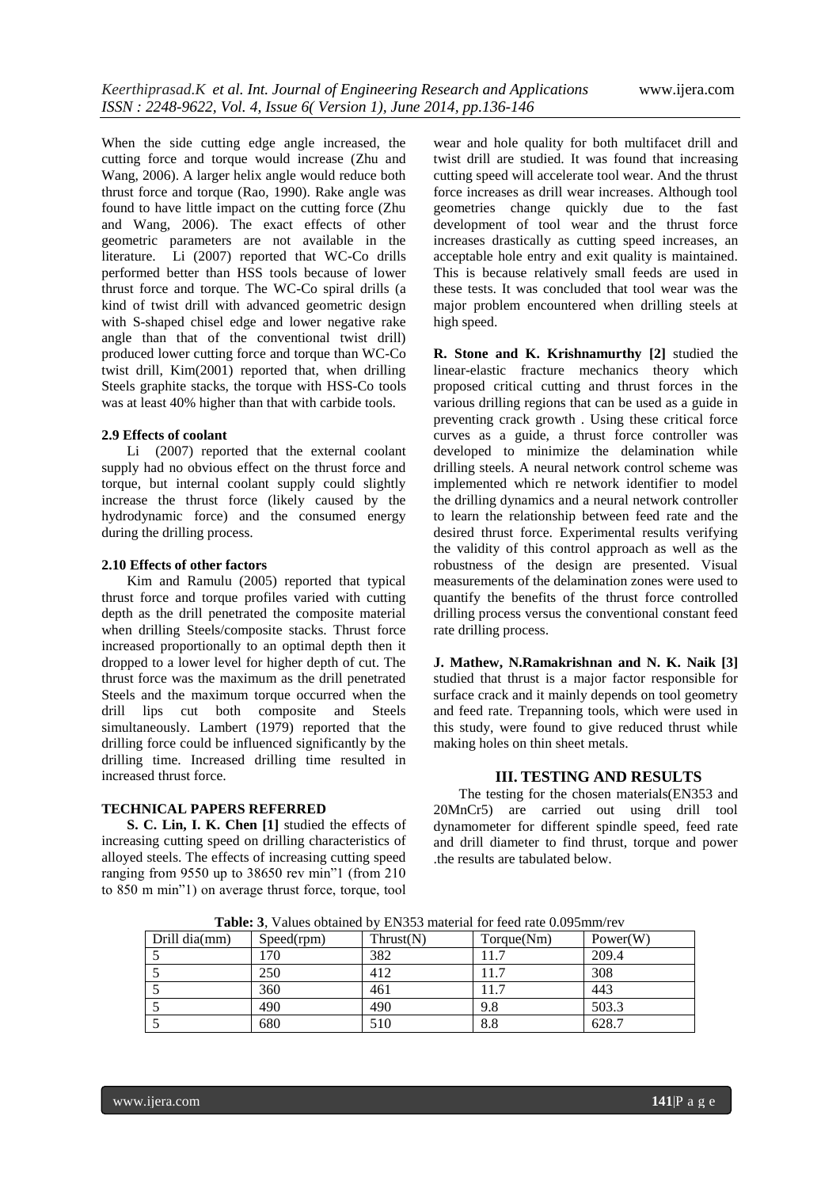When the side cutting edge angle increased, the cutting force and torque would increase (Zhu and Wang, 2006). A larger helix angle would reduce both thrust force and torque (Rao, 1990). Rake angle was found to have little impact on the cutting force (Zhu and Wang, 2006). The exact effects of other geometric parameters are not available in the literature. Li (2007) reported that WC-Co drills performed better than HSS tools because of lower thrust force and torque. The WC-Co spiral drills (a kind of twist drill with advanced geometric design with S-shaped chisel edge and lower negative rake angle than that of the conventional twist drill) produced lower cutting force and torque than WC-Co twist drill, Kim(2001) reported that, when drilling Steels graphite stacks, the torque with HSS-Co tools was at least 40% higher than that with carbide tools.

#### 2.9 Effects of coolant

Li (2007) reported that the external coolant supply had no obvious effect on the thrust force and torque, but internal coolant supply could slightly increase the thrust force (likely caused by the hydrodynamic force) and the consumed energy during the drilling process.

#### 2.10 Effects of other factors

Kim and Ramulu (2005) reported that typical thrust force and torque profiles varied with cutting depth as the drill penetrated the composite material when drilling Steels/composite stacks. Thrust force increased proportionally to an optimal depth then it dropped to a lower level for higher depth of cut. The thrust force was the maximum as the drill penetrated Steels and the maximum torque occurred when the drill lips cut both composite and Steels simultaneously. Lambert (1979) reported that the drilling force could be influenced significantly by the drilling time. Increased drilling time resulted in increased thrust force.

#### TECHNICAL PAPERS REFERRED

**S. C. Lin, I. K. Chen [1]** studied the effects of increasing cutting speed on drilling characteristics of alloyed steels. The effects of increasing cutting speed ranging from 9550 up to 38650 rev min"1 (from 210 to 850 m min"1) on average thrust force, torque, tool wear and hole quality for both multifacet drill and twist drill are studied. It was found that increasing cutting speed will accelerate tool wear. And the thrust force increases as drill wear increases. Although tool geometries change quickly due to the fast development of tool wear and the thrust force increases drastically as cutting speed increases, an acceptable hole entry and exit quality is maintained. This is because relatively small feeds are used in these tests. It was concluded that tool wear was the major problem encountered when drilling steels at high speed.

**R. Stone and K. Krishnamurthy [2]** studied the linear-elastic fracture mechanics theory which proposed critical cutting and thrust forces in the various drilling regions that can be used as a guide in preventing crack growth . Using these critical force curves as a guide, a thrust force controller was developed to minimize the delamination while drilling steels. A neural network control scheme was implemented which re network identifier to model the drilling dynamics and a neural network controller to learn the relationship between feed rate and the desired thrust force. Experimental results verifying the validity of this control approach as well as the robustness of the design are presented. Visual measurements of the delamination zones were used to quantify the benefits of the thrust force controlled drilling process versus the conventional constant feed rate drilling process.

**J. Mathew, N.Ramakrishnan and N. K. Naik [3]** studied that thrust is a major factor responsible for surface crack and it mainly depends on tool geometry and feed rate. Trepanning tools, which were used in this study, were found to give reduced thrust while making holes on thin sheet metals.

## III. TESTING AND RESULTS

The testing for the chosen materials(EN353 and 20MnCr5) are carried out using drill tool dynamometer for different spindle speed, feed rate and drill diameter to find thrust, torque and power .the results are tabulated below.

**Table: 3**, Values obtained by EN353 material for feed rate 0.095mm/rev

| Drill dia(mm) | Speed(rpm) | Thrust(N) | Torque(Nm) | Power(W) |
|---|---|---|---|---|
| 5 | 170 | 382 | 11.7 | 209.4 |
| 5 | 250 | 412 | 11.7 | 308 |
| 5 | 360 | 461 | 11.7 | 443 |
| 5 | 490 | 490 | 9.8 | 503.3 |
| 5 | 680 | 510 | 8.8 | 628.7 |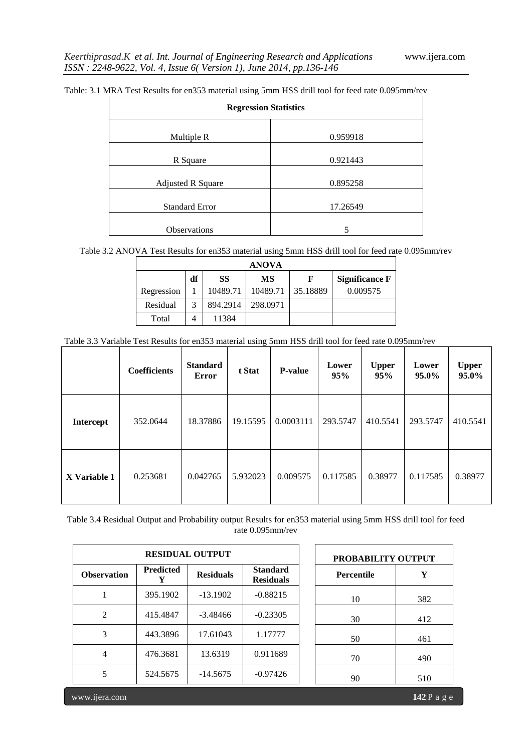Table: 3.1 MRA Test Results for en353 material using 5mm HSS drill tool for feed rate 0.095mm/rev

| Regression Statistics | |
|---|---|
| Multiple R | 0.959918 |
| R Square | 0.921443 |
| Adjusted R Square | 0.895258 |
| Standard Error | 17.26549 |
| Observations | 5 |

Table 3.2 ANOVA Test Results for en353 material using 5mm HSS drill tool for feed rate 0.095mm/rev

| ANOVA | | | | | |
|---|---|---|---|---|---|
| | df | SS | MS | F | Significance F |
| Regression | 1 | 10489.71 | 10489.71 | 35.18889 | 0.009575 |
| Residual | 3 | 894.2914 | 298.0971 | | |
| Total | 4 | 11384 | | | |

Table 3.3 Variable Test Results for en353 material using 5mm HSS drill tool for feed rate 0.095mm/rev

| | Coefficients | Standard Error | t Stat | P-value | Lower 95% | Upper 95% | Lower 95.0% | Upper 95.0% |
|---|---|---|---|---|---|---|---|---|
| **Intercept** | 352.0644 | 18.37886 | 19.15595 | 0.0003111 | 293.5747 | 410.5541 | 293.5747 | 410.5541 |
| **X Variable 1** | 0.253681 | 0.042765 | 5.932023 | 0.009575 | 0.117585 | 0.38977 | 0.117585 | 0.38977 |

Table 3.4 Residual Output and Probability output Results for en353 material using 5mm HSS drill tool for feed rate 0.095mm/rev

| RESIDUAL OUTPUT | | | |
|---|---|---|---|
| Observation | Predicted Y | Residuals | Standard Residuals |
| 1 | 395.1902 | -13.1902 | -0.88215 |
| 2 | 415.4847 | -3.48466 | -0.23305 |
| 3 | 443.3896 | 17.61043 | 1.17777 |
| 4 | 476.3681 | 13.6319 | 0.911689 |
| 5 | 524.5675 | -14.5675 | -0.97426 |

| PROBABILITY OUTPUT | |
|---|---|
| Percentile | Y |
| 10 | 382 |
| 30 | 412 |
| 50 | 461 |
| 70 | 490 |
| 90 | 510 |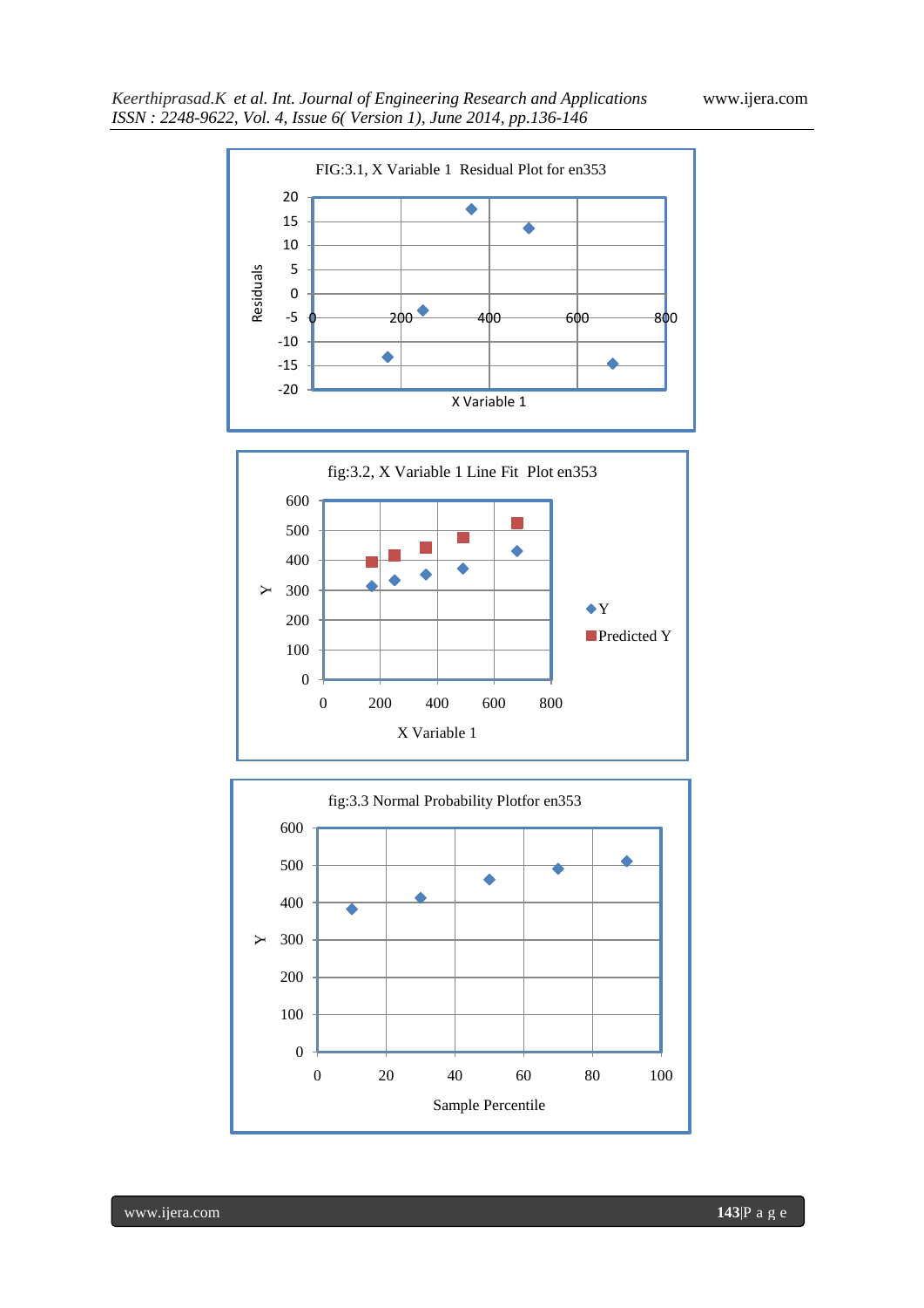FIG:3.1, X Variable 1 Residual Plot for en353

fig:3.2, X Variable 1 Line Fit Plot en353

fig:3.3 Normal Probability Plotfor en353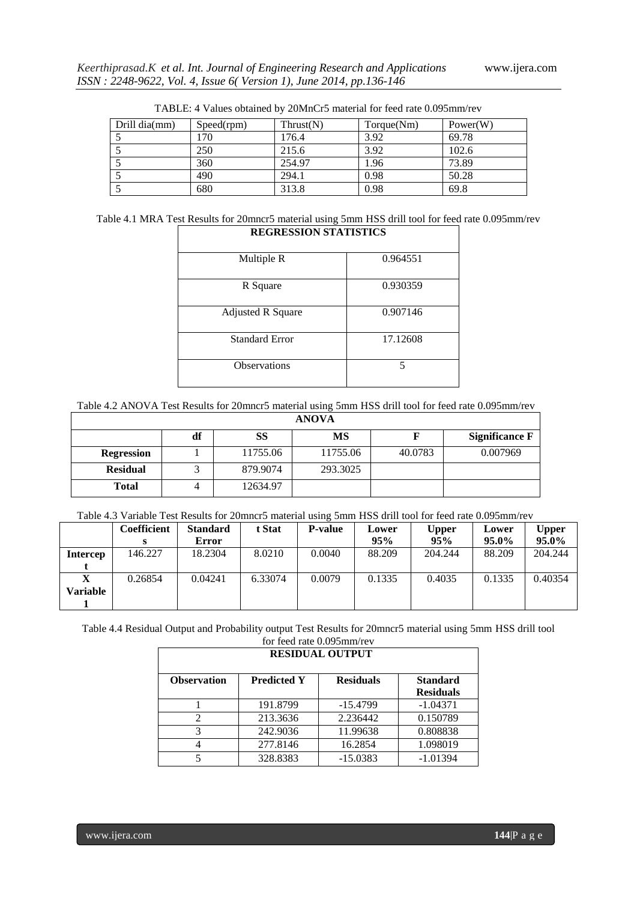TABLE: 4 Values obtained by 20MnCr5 material for feed rate 0.095mm/rev

| Drill dia(mm) | Speed(rpm) | Thrust(N) | Torque(Nm) | Power(W) |
|---|---|---|---|---|
| 5 | 170 | 176.4 | 3.92 | 69.78 |
| 5 | 250 | 215.6 | 3.92 | 102.6 |
| 5 | 360 | 254.97 | 1.96 | 73.89 |
| 5 | 490 | 294.1 | 0.98 | 50.28 |
| 5 | 680 | 313.8 | 0.98 | 69.8 |

Table 4.1 MRA Test Results for 20mncr5 material using 5mm HSS drill tool for feed rate 0.095mm/rev

| REGRESSION STATISTICS | |
|---|---|
| Multiple R | 0.964551 |
| R Square | 0.930359 |
| Adjusted R Square | 0.907146 |
| Standard Error | 17.12608 |
| Observations | 5 |

Table 4.2 ANOVA Test Results for 20mncr5 material using 5mm HSS drill tool for feed rate 0.095mm/rev

| ANOVA | | | | | |
|---|---|---|---|---|---|
| | **df** | **SS** | **MS** | **F** | **Significance F** |
| **Regression** | 1 | 11755.06 | 11755.06 | 40.0783 | 0.007969 |
| **Residual** | 3 | 879.9074 | 293.3025 | | |
| **Total** | 4 | 12634.97 | | | |

Table 4.3 Variable Test Results for 20mncr5 material using 5mm HSS drill tool for feed rate 0.095mm/rev

| | **Coefficients** | **Standard Error** | **t Stat** | **P-value** | **Lower 95%** | **Upper 95%** | **Lower 95.0%** | **Upper 95.0%** |
|---|---|---|---|---|---|---|---|---|
| **Intercept** | 146.227 | 18.2304 | 8.0210 | 0.0040 | 88.209 | 204.244 | 88.209 | 204.244 |
| **X Variable 1** | 0.26854 | 0.04241 | 6.33074 | 0.0079 | 0.1335 | 0.4035 | 0.1335 | 0.40354 |

Table 4.4 Residual Output and Probability output Test Results for 20mncr5 material using 5mm HSS drill tool for feed rate 0.095mm/rev

| RESIDUAL OUTPUT | | | |
|---|---|---|---|
| **Observation** | **Predicted Y** | **Residuals** | **Standard Residuals** |
| 1 | 191.8799 | -15.4799 | -1.04371 |
| 2 | 213.3636 | 2.236442 | 0.150789 |
| 3 | 242.9036 | 11.99638 | 0.808838 |
| 4 | 277.8146 | 16.2854 | 1.098019 |
| 5 | 328.8383 | -15.0383 | -1.01394 |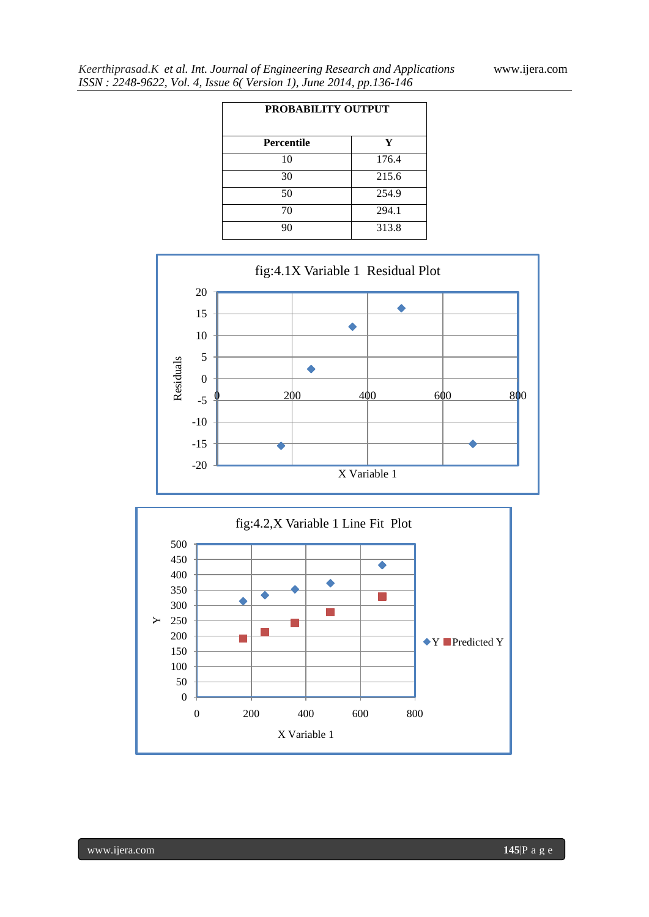| PROBABILITY OUTPUT | |
|---|---|
| **Percentile** | **Y** |
| 10 | 176.4 |
| 30 | 215.6 |
| 50 | 254.9 |
| 70 | 294.1 |
| 90 | 313.8 |

fig:4.1X Variable 1 Residual Plot

fig:4.2,X Variable 1 Line Fit Plot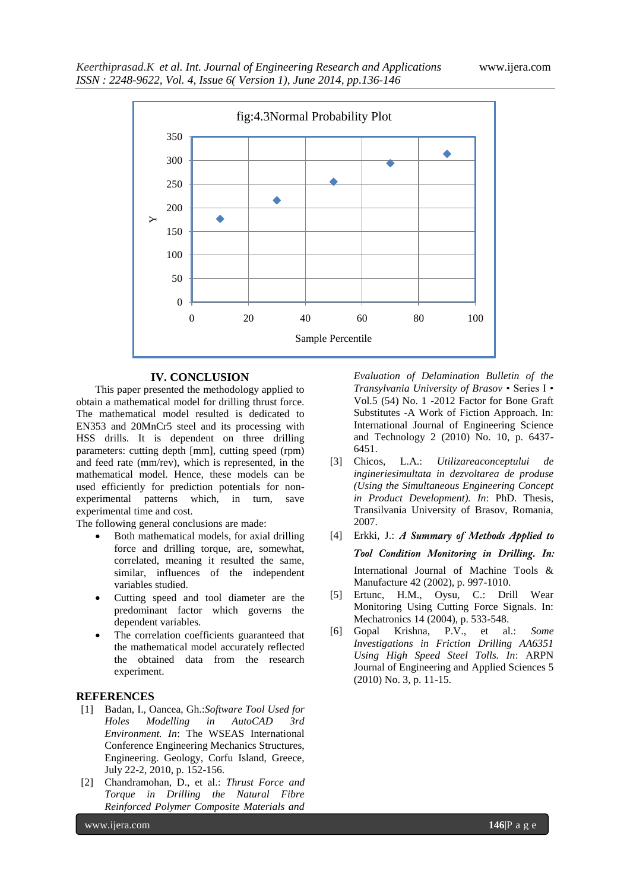fig:4.3Normal Probability Plot

350
300
250
200
150
100
50
0

Y

0
20
40
60
80
100

Sample Percentile

## IV. CONCLUSION

This paper presented the methodology applied to obtain a mathematical model for drilling thrust force. The mathematical model resulted is dedicated to EN353 and 20MnCr5 steel and its processing with HSS drills. It is dependent on three drilling parameters: cutting depth [mm], cutting speed (rpm) and feed rate (mm/rev), which is represented, in the mathematical model. Hence, these models can be used efficiently for prediction potentials for non-experimental patterns which, in turn, save experimental time and cost.

The following general conclusions are made:

- Both mathematical models, for axial drilling force and drilling torque, are, somewhat, correlated, meaning it resulted the same, similar, influences of the independent variables studied.
- Cutting speed and tool diameter are the predominant factor which governs the dependent variables.
- The correlation coefficients guaranteed that the mathematical model accurately reflected the obtained data from the research experiment.

## REFERENCES

[1] Badan, I., Oancea, Gh.:*Software Tool Used for Holes Modelling in AutoCAD 3rd Environment. In*: The WSEAS International Conference Engineering Mechanics Structures, Engineering. Geology, Corfu Island, Greece, July 22-2, 2010, p. 152-156.

[2] Chandramohan, D., et al.: *Thrust Force and Torque in Drilling the Natural Fibre Reinforced Polymer Composite Materials and Evaluation of Delamination Bulletin of the Transylvania University of Brasov* • Series I • Vol.5 (54) No. 1 -2012 Factor for Bone Graft Substitutes -A Work of Fiction Approach. In: International Journal of Engineering Science and Technology 2 (2010) No. 10, p. 6437-6451.

[3] Chicos, L.A.: *Utilizareaconceptului de ingineriesimultata in dezvoltarea de produse (Using the Simultaneous Engineering Concept in Product Development). In*: PhD. Thesis, Transilvania University of Brasov, Romania, 2007.

[4] Erkki, J.: ***A Summary of Methods Applied to Tool Condition Monitoring in Drilling. In:*** International Journal of Machine Tools & Manufacture 42 (2002), p. 997-1010.

[5] Ertunc, H.M., Oysu, C.: Drill Wear Monitoring Using Cutting Force Signals. In: Mechatronics 14 (2004), p. 533-548.

[6] Gopal Krishna, P.V., et al.: *Some Investigations in Friction Drilling AA6351 Using High Speed Steel Tolls. In*: ARPN Journal of Engineering and Applied Sciences 5 (2010) No. 3, p. 11-15.